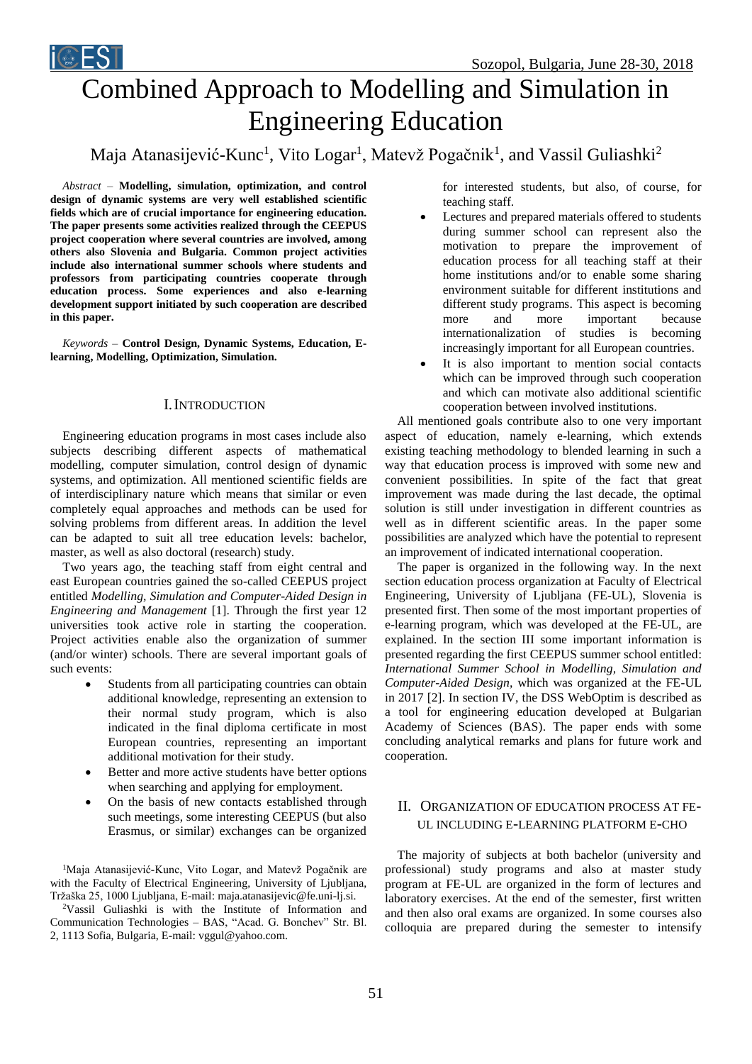# Combined Approach to Modelling and Simulation in Engineering Education

Maja Atanasijević-Kunc[1], Vito Logar[1], Matevž Pogačnik[1], and Vassil Guliashki[2]

*Abstract* – **Modelling, simulation, optimization, and control design of dynamic systems are very well established scientific fields which are of crucial importance for engineering education. The paper presents some activities realized through the CEEPUS project cooperation where several countries are involved, among others also Slovenia and Bulgaria. Common project activities include also international summer schools where students and professors from participating countries cooperate through education process. Some experiences and also e-learning development support initiated by such cooperation are described in this paper.**

*Keywords* – **Control Design, Dynamic Systems, Education, E-learning, Modelling, Optimization, Simulation.**

## I. Introduction

Engineering education programs in most cases include also subjects describing different aspects of mathematical modelling, computer simulation, control design of dynamic systems, and optimization. All mentioned scientific fields are of interdisciplinary nature which means that similar or even completely equal approaches and methods can be used for solving problems from different areas. In addition the level can be adapted to suit all tree education levels: bachelor, master, as well as also doctoral (research) study.

Two years ago, the teaching staff from eight central and east European countries gained the so-called CEEPUS project entitled *Modelling, Simulation and Computer-Aided Design in Engineering and Management* [1]. Through the first year 12 universities took active role in starting the cooperation. Project activities enable also the organization of summer (and/or winter) schools. There are several important goals of such events:

- Students from all participating countries can obtain additional knowledge, representing an extension to their normal study program, which is also indicated in the final diploma certificate in most European countries, representing an important additional motivation for their study.
- Better and more active students have better options when searching and applying for employment.
- On the basis of new contacts established through such meetings, some interesting CEEPUS (but also Erasmus, or similar) exchanges can be organized for interested students, but also, of course, for teaching staff.
- Lectures and prepared materials offered to students during summer school can represent also the motivation to prepare the improvement of education process for all teaching staff at their home institutions and/or to enable some sharing environment suitable for different institutions and different study programs. This aspect is becoming more and more important because internationalization of studies is becoming increasingly important for all European countries.
- It is also important to mention social contacts which can be improved through such cooperation and which can motivate also additional scientific cooperation between involved institutions.

All mentioned goals contribute also to one very important aspect of education, namely e-learning, which extends existing teaching methodology to blended learning in such a way that education process is improved with some new and convenient possibilities. In spite of the fact that great improvement was made during the last decade, the optimal solution is still under investigation in different countries as well as in different scientific areas. In the paper some possibilities are analyzed which have the potential to represent an improvement of indicated international cooperation.

The paper is organized in the following way. In the next section education process organization at Faculty of Electrical Engineering, University of Ljubljana (FE-UL), Slovenia is presented first. Then some of the most important properties of e-learning program, which was developed at the FE-UL, are explained. In the section III some important information is presented regarding the first CEEPUS summer school entitled: *International Summer School in Modelling, Simulation and Computer-Aided Design*, which was organized at the FE-UL in 2017 [2]. In section IV, the DSS WebOptim is described as a tool for engineering education developed at Bulgarian Academy of Sciences (BAS). The paper ends with some concluding analytical remarks and plans for future work and cooperation.

## II. Organization of Education Process at FE-UL Including E-Learning Platform E-CHO

The majority of subjects at both bachelor (university and professional) study programs and also at master study program at FE-UL are organized in the form of lectures and laboratory exercises. At the end of the semester, first written and then also oral exams are organized. In some courses also colloquia are prepared during the semester to intensify

[1]Maja Atanasijević-Kunc, Vito Logar, and Matevž Pogačnik are with the Faculty of Electrical Engineering, University of Ljubljana, Tržaška 25, 1000 Ljubljana, E-mail: maja.atanasijevic@fe.uni-lj.si.

[2]Vassil Guliashki is with the Institute of Information and Communication Technologies – BAS, "Acad. G. Bonchev" Str. Bl. 2, 1113 Sofia, Bulgaria, E-mail: vggul@yahoo.com.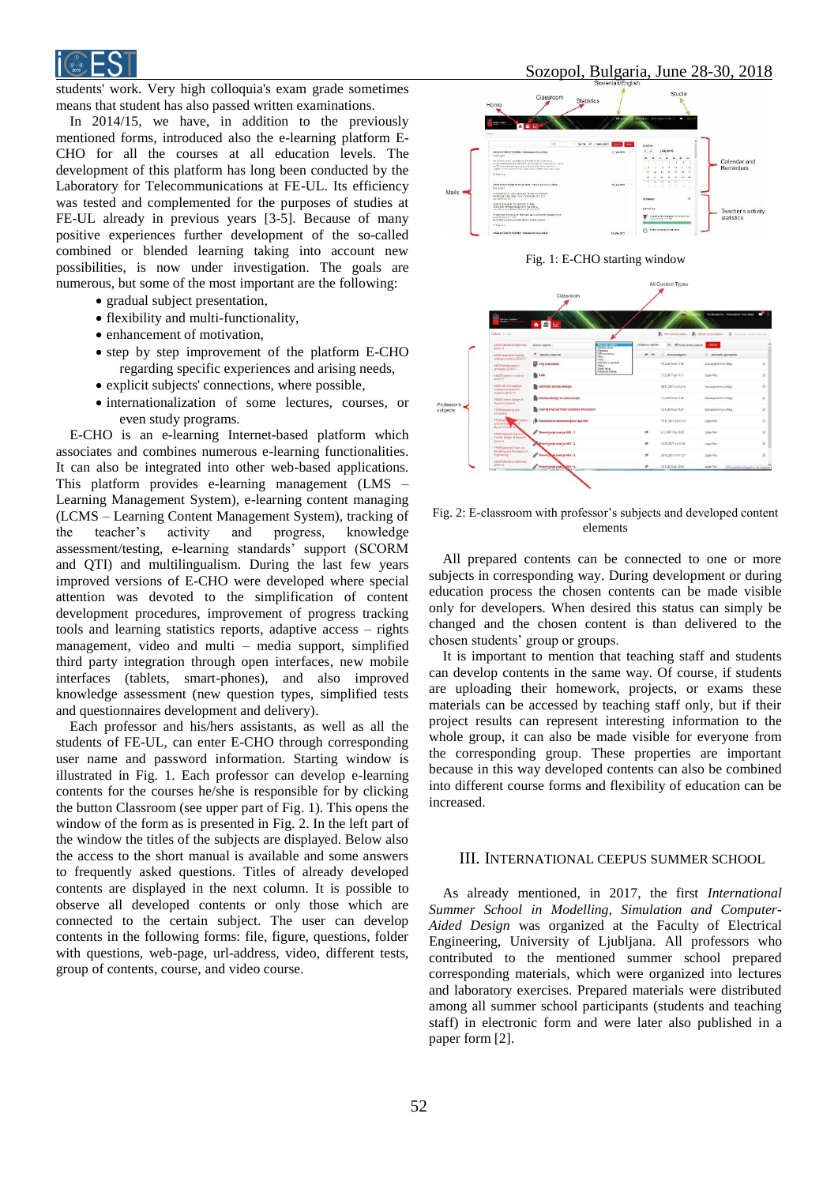students' work. Very high colloquia's exam grade sometimes means that student has also passed written examinations.

In 2014/15, we have, in addition to the previously mentioned forms, introduced also the e-learning platform E-CHO for all the courses at all education levels. The development of this platform has long been conducted by the Laboratory for Telecommunications at FE-UL. Its efficiency was tested and complemented for the purposes of studies at FE-UL already in previous years [3-5]. Because of many positive experiences further development of the so-called combined or blended learning taking into account new possibilities, is now under investigation. The goals are numerous, but some of the most important are the following:

- gradual subject presentation,
- flexibility and multi-functionality,
- enhancement of motivation,
- step by step improvement of the platform E-CHO regarding specific experiences and arising needs,
- explicit subjects' connections, where possible,
- internationalization of some lectures, courses, or even study programs.

E-CHO is an e-learning Internet-based platform which associates and combines numerous e-learning functionalities. It can also be integrated into other web-based applications. This platform provides e-learning management (LMS – Learning Management System), e-learning content managing (LCMS – Learning Content Management System), tracking of the teacher's activity and progress, knowledge assessment/testing, e-learning standards' support (SCORM and QTI) and multilingualism. During the last few years improved versions of E-CHO were developed where special attention was devoted to the simplification of content development procedures, improvement of progress tracking tools and learning statistics reports, adaptive access – rights management, video and multi – media support, simplified third party integration through open interfaces, new mobile interfaces (tablets, smart-phones), and also improved knowledge assessment (new question types, simplified tests and questionnaires development and delivery).

Each professor and his/hers assistants, as well as all the students of FE-UL, can enter E-CHO through corresponding user name and password information. Starting window is illustrated in Fig. 1. Each professor can develop e-learning contents for the courses he/she is responsible for by clicking the button Classroom (see upper part of Fig. 1). This opens the window of the form as is presented in Fig. 2. In the left part of the window the titles of the subjects are displayed. Below also the access to the short manual is available and some answers to frequently asked questions. Titles of already developed contents are displayed in the next column. It is possible to observe all developed contents or only those which are connected to the certain subject. The user can develop contents in the following forms: file, figure, questions, folder with questions, web-page, url-address, video, different tests, group of contents, course, and video course.

Fig. 1: E-CHO starting window

Fig. 2: E-classroom with professor's subjects and developed content elements

All prepared contents can be connected to one or more subjects in corresponding way. During development or during education process the chosen contents can be made visible only for developers. When desired this status can simply be changed and the chosen content is than delivered to the chosen students' group or groups.

It is important to mention that teaching staff and students can develop contents in the same way. Of course, if students are uploading their homework, projects, or exams these materials can be accessed by teaching staff only, but if their project results can represent interesting information to the whole group, it can also be made visible for everyone from the corresponding group. These properties are important because in this way developed contents can also be combined into different course forms and flexibility of education can be increased.

## III. International CEEPUS Summer School

As already mentioned, in 2017, the first *International Summer School in Modelling, Simulation and Computer-Aided Design* was organized at the Faculty of Electrical Engineering, University of Ljubljana. All professors who contributed to the mentioned summer school prepared corresponding materials, which were organized into lectures and laboratory exercises. Prepared materials were distributed among all summer school participants (students and teaching staff) in electronic form and were later also published in a paper form [2].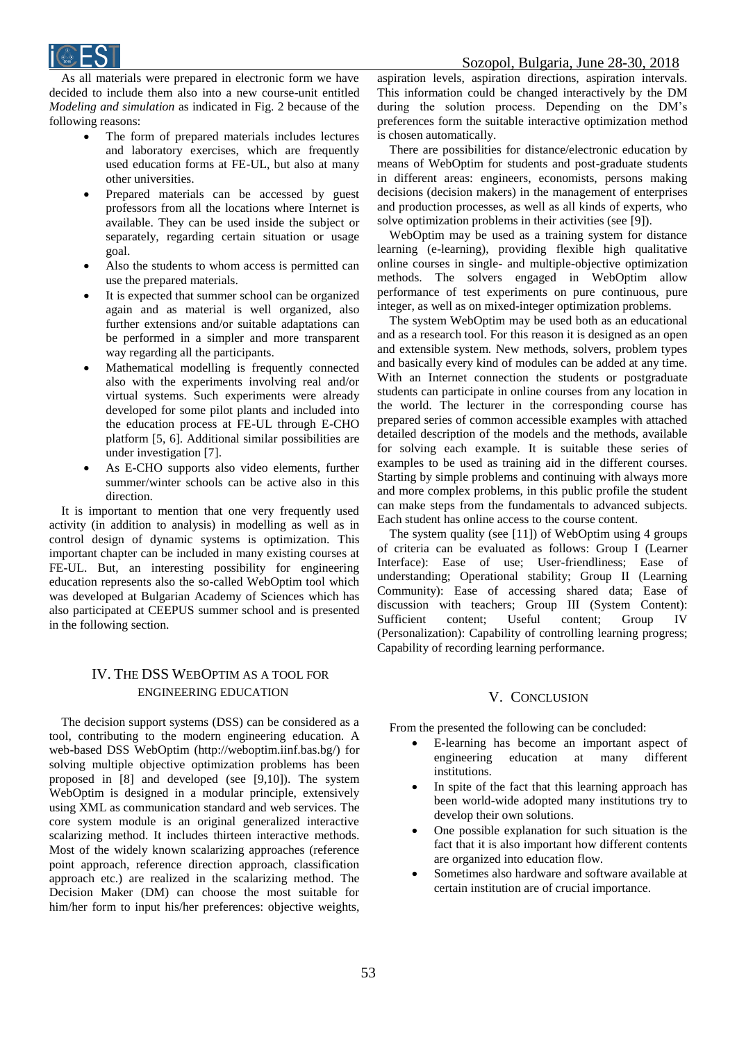As all materials were prepared in electronic form we have decided to include them also into a new course-unit entitled *Modeling and simulation* as indicated in Fig. 2 because of the following reasons:

- The form of prepared materials includes lectures and laboratory exercises, which are frequently used education forms at FE-UL, but also at many other universities.
- Prepared materials can be accessed by guest professors from all the locations where Internet is available. They can be used inside the subject or separately, regarding certain situation or usage goal.
- Also the students to whom access is permitted can use the prepared materials.
- It is expected that summer school can be organized again and as material is well organized, also further extensions and/or suitable adaptations can be performed in a simpler and more transparent way regarding all the participants.
- Mathematical modelling is frequently connected also with the experiments involving real and/or virtual systems. Such experiments were already developed for some pilot plants and included into the education process at FE-UL through E-CHO platform [5, 6]. Additional similar possibilities are under investigation [7].
- As E-CHO supports also video elements, further summer/winter schools can be active also in this direction.

It is important to mention that one very frequently used activity (in addition to analysis) in modelling as well as in control design of dynamic systems is optimization. This important chapter can be included in many existing courses at FE-UL. But, an interesting possibility for engineering education represents also the so-called WebOptim tool which was developed at Bulgarian Academy of Sciences which has also participated at CEEPUS summer school and is presented in the following section.

## IV. The DSS WebOptim as a Tool for Engineering Education

The decision support systems (DSS) can be considered as a tool, contributing to the modern engineering education. A web-based DSS WebOptim (http://weboptim.iinf.bas.bg/) for solving multiple objective optimization problems has been proposed in [8] and developed (see [9,10]). The system WebOptim is designed in a modular principle, extensively using XML as communication standard and web services. The core system module is an original generalized interactive scalarizing method. It includes thirteen interactive methods. Most of the widely known scalarizing approaches (reference point approach, reference direction approach, classification approach etc.) are realized in the scalarizing method. The Decision Maker (DM) can choose the most suitable for him/her form to input his/her preferences: objective weights, aspiration levels, aspiration directions, aspiration intervals. This information could be changed interactively by the DM during the solution process. Depending on the DM's preferences form the suitable interactive optimization method is chosen automatically.

There are possibilities for distance/electronic education by means of WebOptim for students and post-graduate students in different areas: engineers, economists, persons making decisions (decision makers) in the management of enterprises and production processes, as well as all kinds of experts, who solve optimization problems in their activities (see [9]).

WebOptim may be used as a training system for distance learning (e-learning), providing flexible high qualitative online courses in single- and multiple-objective optimization methods. The solvers engaged in WebOptim allow performance of test experiments on pure continuous, pure integer, as well as on mixed-integer optimization problems.

The system WebOptim may be used both as an educational and as a research tool. For this reason it is designed as an open and extensible system. New methods, solvers, problem types and basically every kind of modules can be added at any time. With an Internet connection the students or postgraduate students can participate in online courses from any location in the world. The lecturer in the corresponding course has prepared series of common accessible examples with attached detailed description of the models and the methods, available for solving each example. It is suitable these series of examples to be used as training aid in the different courses. Starting by simple problems and continuing with always more and more complex problems, in this public profile the student can make steps from the fundamentals to advanced subjects. Each student has online access to the course content.

The system quality (see [11]) of WebOptim using 4 groups of criteria can be evaluated as follows: Group I (Learner Interface): Ease of use; User-friendliness; Ease of understanding; Operational stability; Group II (Learning Community): Ease of accessing shared data; Ease of discussion with teachers; Group III (System Content): Sufficient content; Useful content; Group IV (Personalization): Capability of controlling learning progress; Capability of recording learning performance.

## V. Conclusion

From the presented the following can be concluded:

- E-learning has become an important aspect of engineering education at many different institutions.
- In spite of the fact that this learning approach has been world-wide adopted many institutions try to develop their own solutions.
- One possible explanation for such situation is the fact that it is also important how different contents are organized into education flow.
- Sometimes also hardware and software available at certain institution are of crucial importance.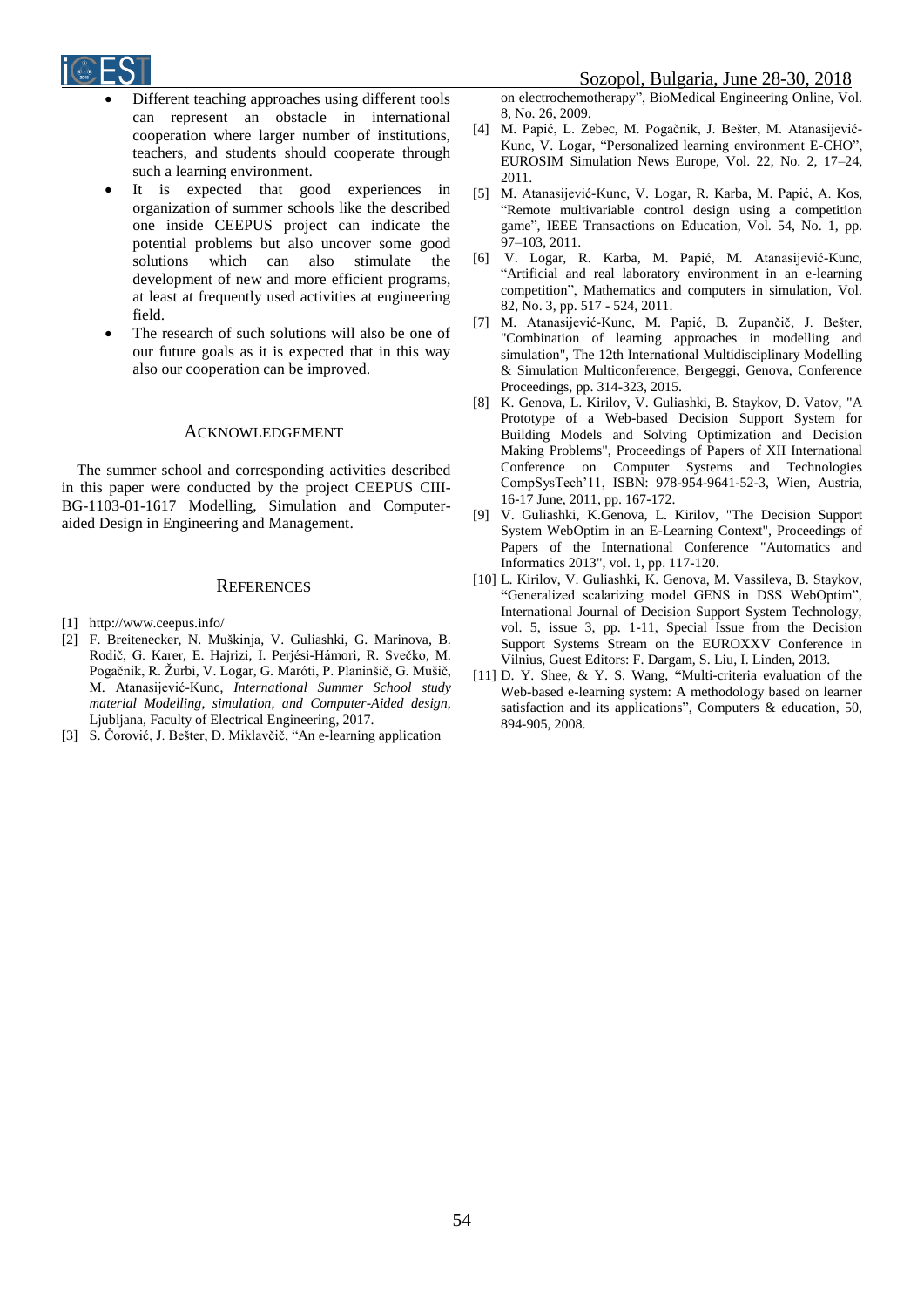- Different teaching approaches using different tools can represent an obstacle in international cooperation where larger number of institutions, teachers, and students should cooperate through such a learning environment.
- It is expected that good experiences in organization of summer schools like the described one inside CEEPUS project can indicate the potential problems but also uncover some good solutions which can also stimulate the development of new and more efficient programs, at least at frequently used activities at engineering field.
- The research of such solutions will also be one of our future goals as it is expected that in this way also our cooperation can be improved.

## Acknowledgement

The summer school and corresponding activities described in this paper were conducted by the project CEEPUS CIII-BG-1103-01-1617 Modelling, Simulation and Computer-aided Design in Engineering and Management.

## References

[1] http://www.ceepus.info/

[2] F. Breitenecker, N. Muškinja, V. Guliashki, G. Marinova, B. Rodič, G. Karer, E. Hajrizi, I. Perjési-Hámori, R. Svečko, M. Pogačnik, R. Žurbi, V. Logar, G. Maróti, P. Planinšič, G. Mušič, M. Atanasijević-Kunc, *International Summer School study material Modelling, simulation, and Computer-Aided design*, Ljubljana, Faculty of Electrical Engineering, 2017.

[3] S. Čorović, J. Bešter, D. Miklavčič, "An e-learning application on electrochemotherapy", BioMedical Engineering Online, Vol. 8, No. 26, 2009.

[4] M. Papić, L. Zebec, M. Pogačnik, J. Bešter, M. Atanasijević-Kunc, V. Logar, "Personalized learning environment E-CHO", EUROSIM Simulation News Europe, Vol. 22, No. 2, 17–24, 2011.

[5] M. Atanasijević-Kunc, V. Logar, R. Karba, M. Papić, A. Kos, "Remote multivariable control design using a competition game", IEEE Transactions on Education, Vol. 54, No. 1, pp. 97–103, 2011.

[6] V. Logar, R. Karba, M. Papić, M. Atanasijević-Kunc, "Artificial and real laboratory environment in an e-learning competition", Mathematics and computers in simulation, Vol. 82, No. 3, pp. 517 - 524, 2011.

[7] M. Atanasijević-Kunc, M. Papić, B. Zupančič, J. Bešter, "Combination of learning approaches in modelling and simulation", The 12th International Multidisciplinary Modelling & Simulation Multiconference, Bergeggi, Genova, Conference Proceedings, pp. 314-323, 2015.

[8] K. Genova, L. Kirilov, V. Guliashki, B. Staykov, D. Vatov, "A Prototype of a Web-based Decision Support System for Building Models and Solving Optimization and Decision Making Problems", Proceedings of Papers of XII International Conference on Computer Systems and Technologies CompSysTech'11, ISBN: 978-954-9641-52-3, Wien, Austria, 16-17 June, 2011, pp. 167-172.

[9] V. Guliashki, K.Genova, L. Kirilov, "The Decision Support System WebOptim in an E-Learning Context", Proceedings of Papers of the International Conference "Automatics and Informatics 2013", vol. 1, pp. 117-120.

[10] L. Kirilov, V. Guliashki, K. Genova, M. Vassileva, B. Staykov, "Generalized scalarizing model GENS in DSS WebOptim", International Journal of Decision Support System Technology, vol. 5, issue 3, pp. 1-11, Special Issue from the Decision Support Systems Stream on the EUROXXV Conference in Vilnius, Guest Editors: F. Dargam, S. Liu, I. Linden, 2013.

[11] D. Y. Shee, & Y. S. Wang, "Multi-criteria evaluation of the Web-based e-learning system: A methodology based on learner satisfaction and its applications", Computers & education, 50, 894-905, 2008.